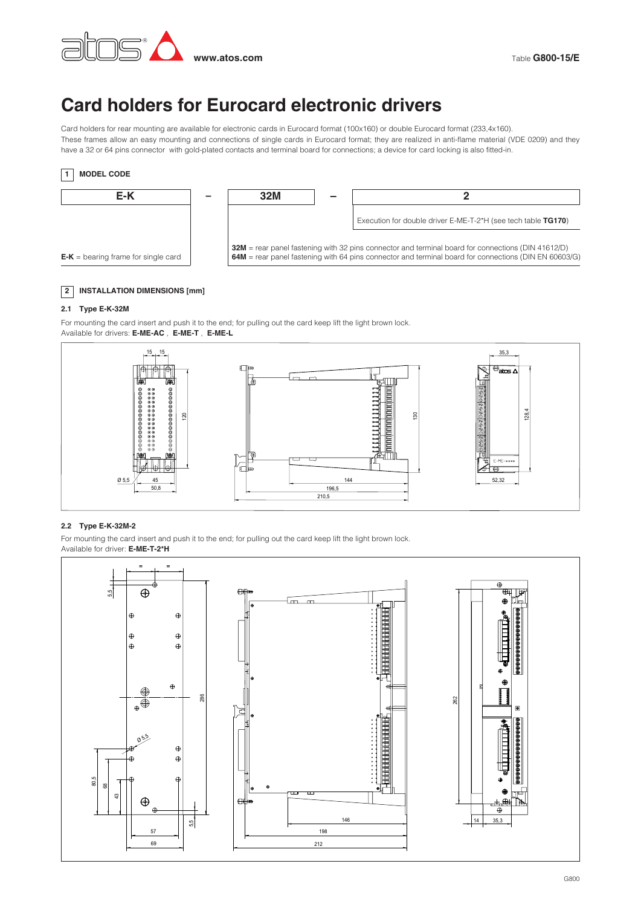# Card holders for Eurocard electronic drivers

Card holders for rear mounting are available for electronic cards in Eurocard format (100x160) or double Eurocard format (233,4x160).
These frames allow an easy mounting and connections of single cards in Eurocard format; they are realized in anti-flame material (VDE 0209) and they have a 32 or 64 pins connector with gold-plated contacts and terminal board for connections; a device for card locking is also fitted-in.

## 1 MODEL CODE

| E-K | – | 32M | – | 2 |
|---|---|---|---|---|

**2** = Execution for double driver E-ME-T-2*H (see tech table **TG170**)

**32M** = rear panel fastening with 32 pins connector and terminal board for connections (DIN 41612/D)
**64M** = rear panel fastening with 64 pins connector and terminal board for connections (DIN EN 60603/G)

**E-K** = bearing frame for single card

## 2 INSTALLATION DIMENSIONS [mm]

### 2.1 Type E-K-32M

For mounting the card insert and push it to the end; for pulling out the card keep lift the light brown lock.
Available for drivers: **E-ME-AC** , **E-ME-T** , **E-ME-L**

### 2.2 Type E-K-32M-2

For mounting the card insert and push it to the end; for pulling out the card keep lift the light brown lock.
Available for driver: **E-ME-T-2*H**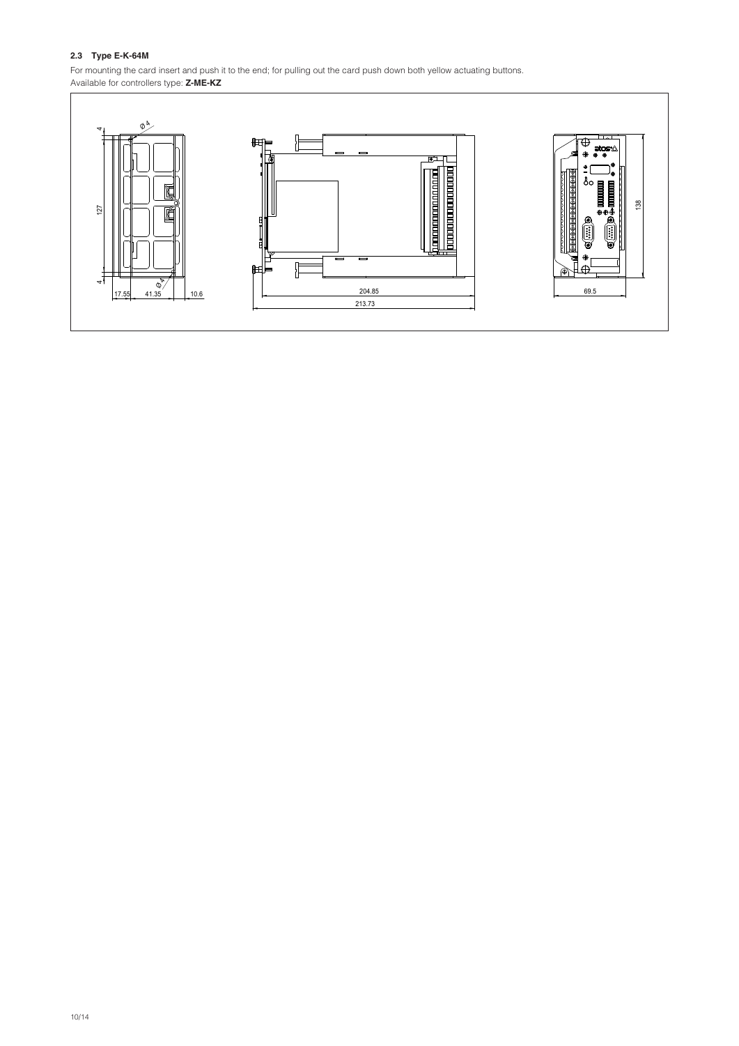### 2.3 Type E-K-64M

For mounting the card insert and push it to the end; for pulling out the card push down both yellow actuating buttons.

Available for controllers type: **Z-ME-KZ**

4
Ø 4
127
4
Ø 4
17.55
41.35
10.6

204.85
213.73

138
69.5